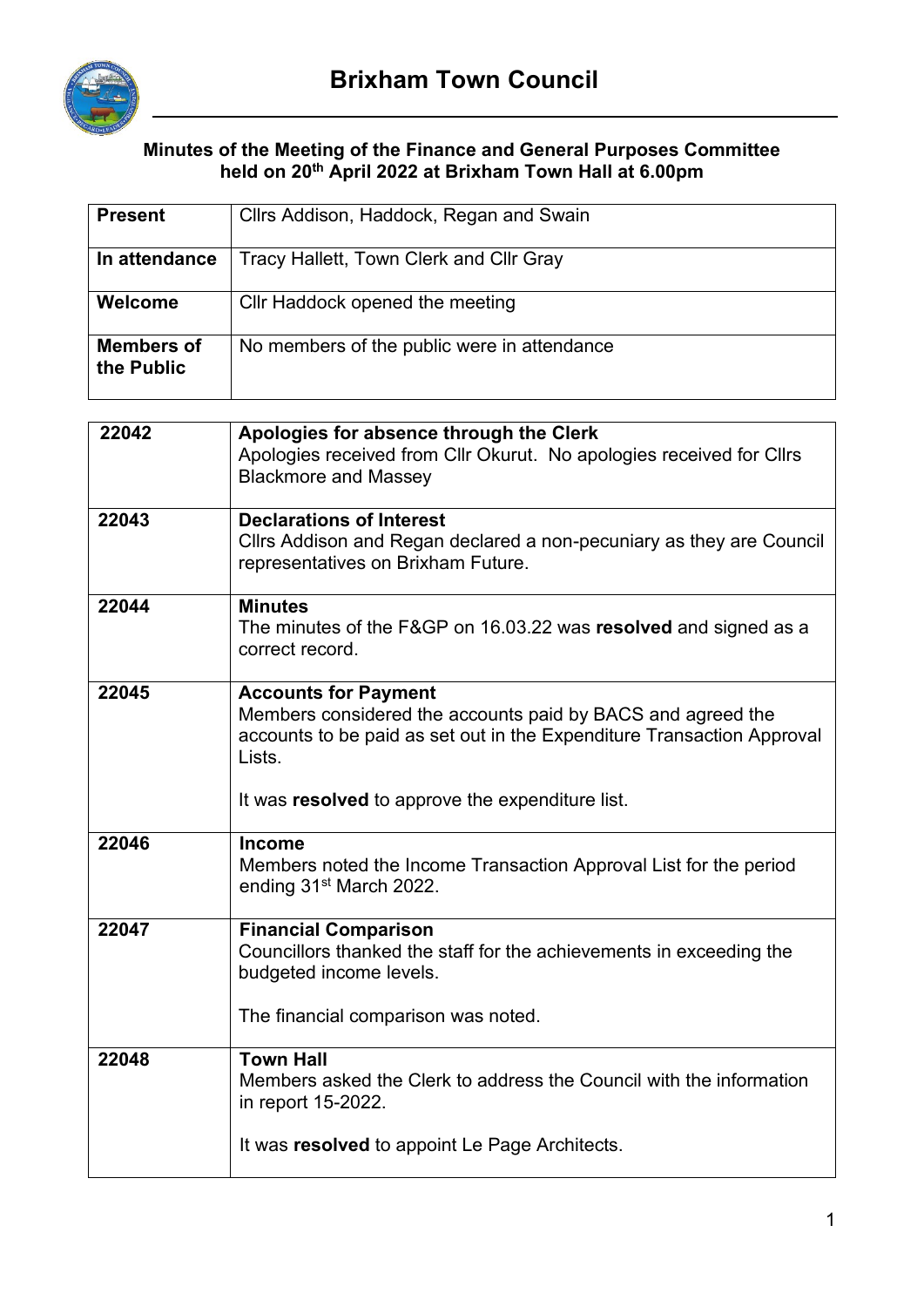# Brixham Town Council

**Minutes of the Meeting of the Finance and General Purposes Committee held on 20th April 2022 at Brixham Town Hall at 6.00pm**

| | |
|---|---|
| **Present** | Cllrs Addison, Haddock, Regan and Swain |
| **In attendance** | Tracy Hallett, Town Clerk and Cllr Gray |
| **Welcome** | Cllr Haddock opened the meeting |
| **Members of the Public** | No members of the public were in attendance |

| | |
|---|---|
| 22042 | **Apologies for absence through the Clerk**<br>Apologies received from Cllr Okurut. No apologies received for Cllrs Blackmore and Massey |
| 22043 | **Declarations of Interest**<br>Cllrs Addison and Regan declared a non-pecuniary as they are Council representatives on Brixham Future. |
| 22044 | **Minutes**<br>The minutes of the F&GP on 16.03.22 was **resolved** and signed as a correct record. |
| 22045 | **Accounts for Payment**<br>Members considered the accounts paid by BACS and agreed the accounts to be paid as set out in the Expenditure Transaction Approval Lists.<br><br>It was **resolved** to approve the expenditure list. |
| 22046 | **Income**<br>Members noted the Income Transaction Approval List for the period ending 31st March 2022. |
| 22047 | **Financial Comparison**<br>Councillors thanked the staff for the achievements in exceeding the budgeted income levels.<br><br>The financial comparison was noted. |
| 22048 | **Town Hall**<br>Members asked the Clerk to address the Council with the information in report 15-2022.<br><br>It was **resolved** to appoint Le Page Architects. |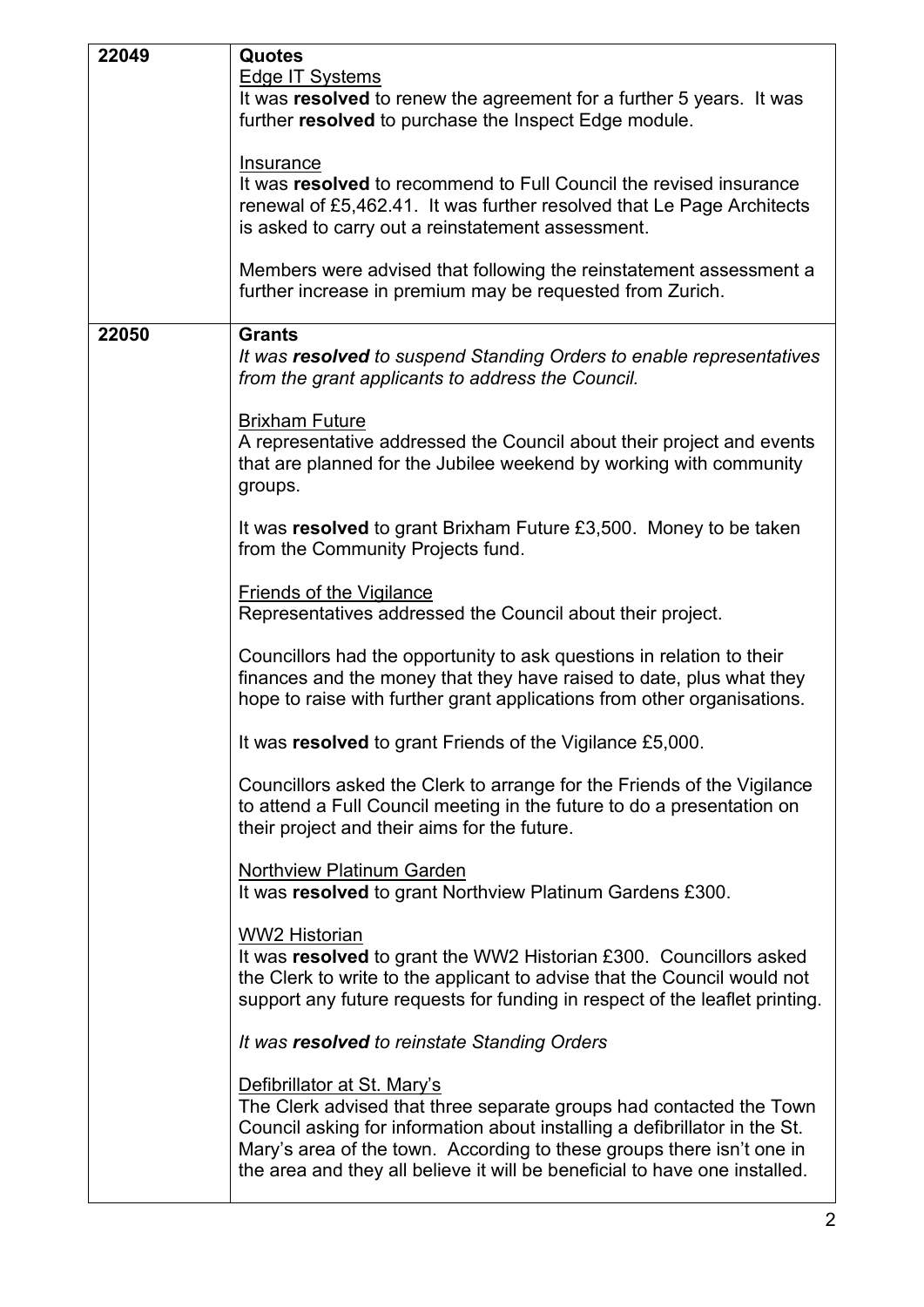| | |
|---|---|
| 22049 | **Quotes**<br>Edge IT Systems<br>It was **resolved** to renew the agreement for a further 5 years. It was further **resolved** to purchase the Inspect Edge module.<br><br>Insurance<br>It was **resolved** to recommend to Full Council the revised insurance renewal of £5,462.41. It was further resolved that Le Page Architects is asked to carry out a reinstatement assessment.<br><br>Members were advised that following the reinstatement assessment a further increase in premium may be requested from Zurich. |
| 22050 | **Grants**<br>*It was **resolved** to suspend Standing Orders to enable representatives from the grant applicants to address the Council.*<br><br>Brixham Future<br>A representative addressed the Council about their project and events that are planned for the Jubilee weekend by working with community groups.<br><br>It was **resolved** to grant Brixham Future £3,500. Money to be taken from the Community Projects fund.<br><br>Friends of the Vigilance<br>Representatives addressed the Council about their project.<br><br>Councillors had the opportunity to ask questions in relation to their finances and the money that they have raised to date, plus what they hope to raise with further grant applications from other organisations.<br><br>It was **resolved** to grant Friends of the Vigilance £5,000.<br><br>Councillors asked the Clerk to arrange for the Friends of the Vigilance to attend a Full Council meeting in the future to do a presentation on their project and their aims for the future.<br><br>Northview Platinum Garden<br>It was **resolved** to grant Northview Platinum Gardens £300.<br><br>WW2 Historian<br>It was **resolved** to grant the WW2 Historian £300. Councillors asked the Clerk to write to the applicant to advise that the Council would not support any future requests for funding in respect of the leaflet printing.<br><br>*It was **resolved** to reinstate Standing Orders*<br><br>Defibrillator at St. Mary's<br>The Clerk advised that three separate groups had contacted the Town Council asking for information about installing a defibrillator in the St. Mary's area of the town. According to these groups there isn't one in the area and they all believe it will be beneficial to have one installed. |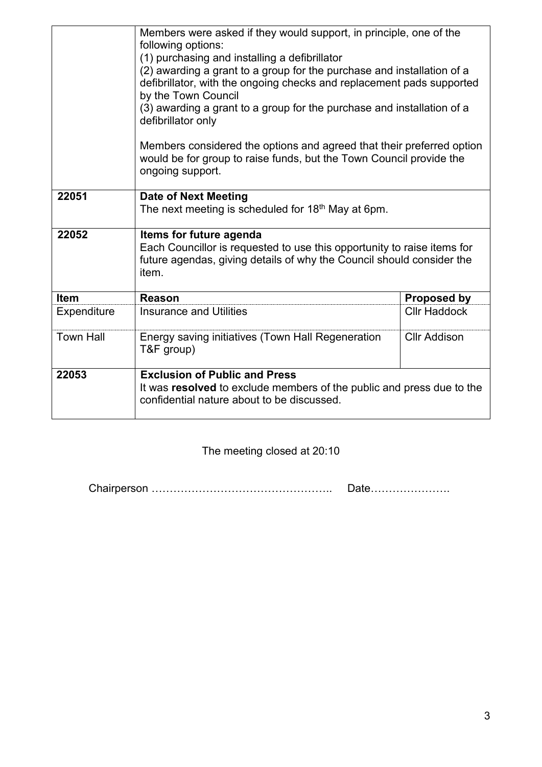| | | |
|---|---|---|
| | Members were asked if they would support, in principle, one of the following options:<br>(1) purchasing and installing a defibrillator<br>(2) awarding a grant to a group for the purchase and installation of a defibrillator, with the ongoing checks and replacement pads supported by the Town Council<br>(3) awarding a grant to a group for the purchase and installation of a defibrillator only<br><br>Members considered the options and agreed that their preferred option would be for group to raise funds, but the Town Council provide the ongoing support. | |
| **22051** | **Date of Next Meeting**<br>The next meeting is scheduled for 18th May at 6pm. | |
| **22052** | **Items for future agenda**<br>Each Councillor is requested to use this opportunity to raise items for future agendas, giving details of why the Council should consider the item. | |
| **Item** | **Reason** | **Proposed by** |
| Expenditure | Insurance and Utilities | Cllr Haddock |
| Town Hall | Energy saving initiatives (Town Hall Regeneration T&F group) | Cllr Addison |
| **22053** | **Exclusion of Public and Press**<br>It was **resolved** to exclude members of the public and press due to the confidential nature about to be discussed. | |

The meeting closed at 20:10

Chairperson ………………………………………….. Date………………….